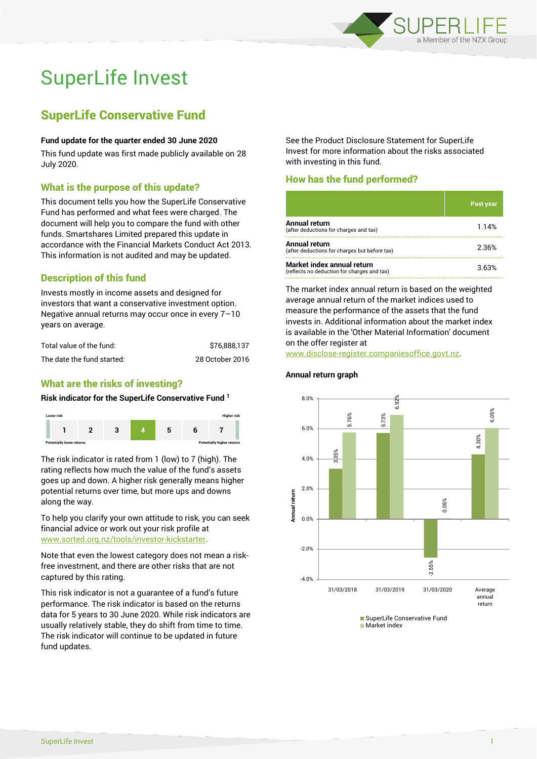# SuperLife Invest

## SuperLife Conservative Fund

**Fund update for the quarter ended 30 June 2020**

This fund update was first made publicly available on 28 July 2020.

### What is the purpose of this update?

This document tells you how the SuperLife Conservative Fund has performed and what fees were charged. The document will help you to compare the fund with other funds. Smartshares Limited prepared this update in accordance with the Financial Markets Conduct Act 2013. This information is not audited and may be updated.

### Description of this fund

Invests mostly in income assets and designed for investors that want a conservative investment option. Negative annual returns may occur once in every 7–10 years on average.

| | |
|---|---|
| Total value of the fund: | $76,888,137 |
| The date the fund started: | 28 October 2016 |

### What are the risks of investing?

**Risk indicator for the SuperLife Conservative Fund [1]**

| Lower risk | | | | | | Higher risk |
|---|---|---|---|---|---|---|
| 1 | 2 | 3 | **4** | 5 | 6 | 7 |
| Potentially lower returns | | | | | | Potentially higher returns |

The risk indicator is rated from 1 (low) to 7 (high). The rating reflects how much the value of the fund's assets goes up and down. A higher risk generally means higher potential returns over time, but more ups and downs along the way.

To help you clarify your own attitude to risk, you can seek financial advice or work out your risk profile at www.sorted.org.nz/tools/investor-kickstarter.

Note that even the lowest category does not mean a risk-free investment, and there are other risks that are not captured by this rating.

This risk indicator is not a guarantee of a fund's future performance. The risk indicator is based on the returns data for 5 years to 30 June 2020. While risk indicators are usually relatively stable, they do shift from time to time. The risk indicator will continue to be updated in future fund updates.

See the Product Disclosure Statement for SuperLife Invest for more information about the risks associated with investing in this fund.

### How has the fund performed?

| | Past year |
|---|---|
| **Annual return** (after deductions for charges and tax) | 1.14% |
| **Annual return** (after deductions for charges but before tax) | 2.36% |
| **Market index annual return** (reflects no deduction for charges and tax) | 3.63% |

The market index annual return is based on the weighted average annual return of the market indices used to measure the performance of the assets that the fund invests in. Additional information about the market index is available in the 'Other Material Information' document on the offer register at www.disclose-register.companiesoffice.govt.nz.

**Annual return graph**

| | SuperLife Conservative Fund | Market index |
|---|---|---|
| 31/03/2018 | 3.35% | 5.76% |
| 31/03/2019 | 5.73% | 6.92% |
| 31/03/2020 | -2.55% | 0.06% |
| Average annual return | 4.30% | 6.05% |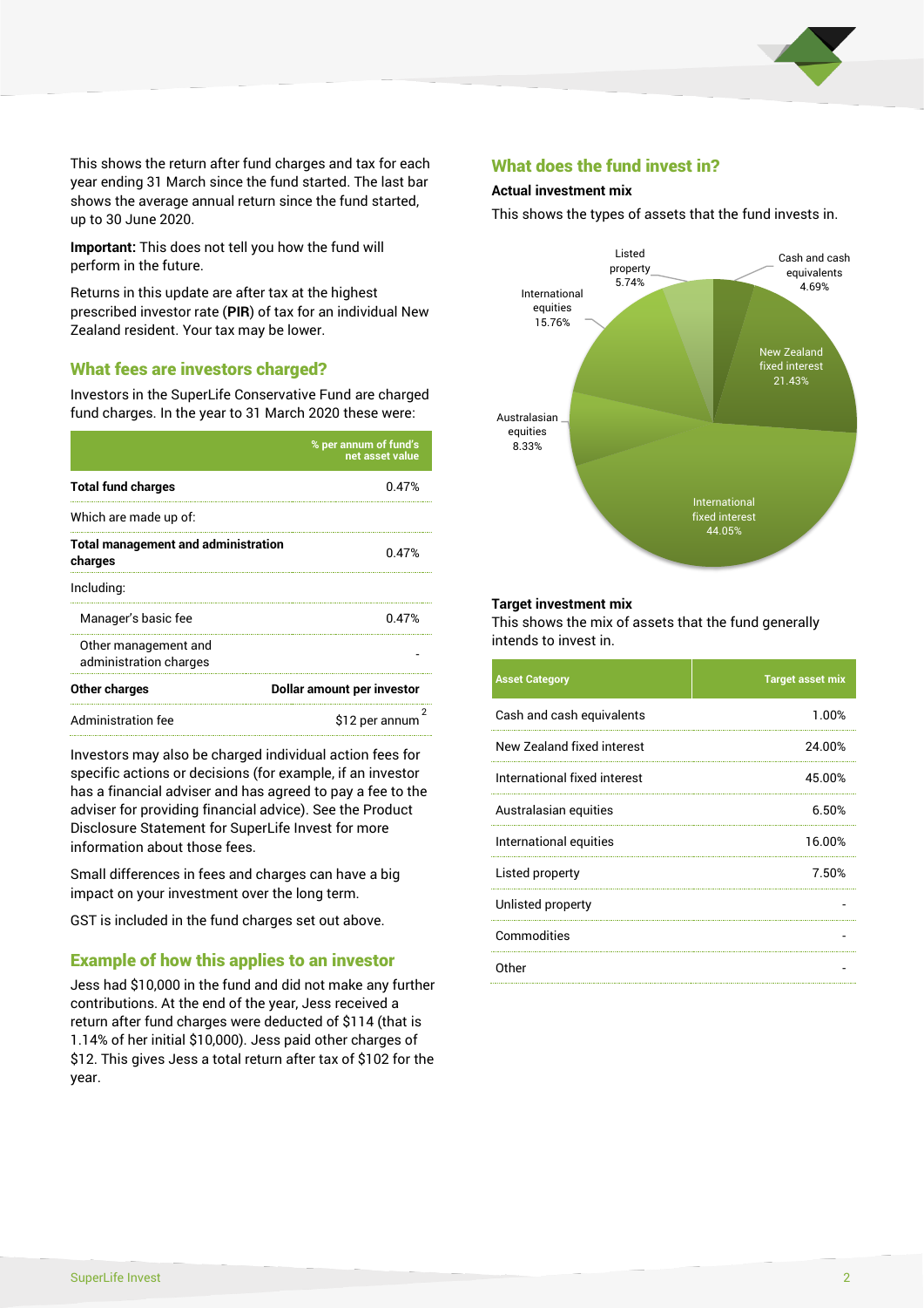This shows the return after fund charges and tax for each year ending 31 March since the fund started. The last bar shows the average annual return since the fund started, up to 30 June 2020.

**Important:** This does not tell you how the fund will perform in the future.

Returns in this update are after tax at the highest prescribed investor rate (**PIR**) of tax for an individual New Zealand resident. Your tax may be lower.

## What fees are investors charged?

Investors in the SuperLife Conservative Fund are charged fund charges. In the year to 31 March 2020 these were:

| | % per annum of fund's net asset value |
|---|---|
| **Total fund charges** | 0.47% |
| Which are made up of: | |
| **Total management and administration charges** | 0.47% |
| Including: | |
| Manager's basic fee | 0.47% |
| Other management and administration charges | - |
| **Other charges** | **Dollar amount per investor** |
| Administration fee | $12 per annum [2] |

Investors may also be charged individual action fees for specific actions or decisions (for example, if an investor has a financial adviser and has agreed to pay a fee to the adviser for providing financial advice). See the Product Disclosure Statement for SuperLife Invest for more information about those fees.

Small differences in fees and charges can have a big impact on your investment over the long term.

GST is included in the fund charges set out above.

## Example of how this applies to an investor

Jess had $10,000 in the fund and did not make any further contributions. At the end of the year, Jess received a return after fund charges were deducted of $114 (that is 1.14% of her initial $10,000). Jess paid other charges of $12. This gives Jess a total return after tax of $102 for the year.

## What does the fund invest in?

### Actual investment mix

This shows the types of assets that the fund invests in.

- Cash and cash equivalents 4.69%
- New Zealand fixed interest 21.43%
- International fixed interest 44.05%
- Australasian equities 8.33%
- International equities 15.76%
- Listed property 5.74%

### Target investment mix

This shows the mix of assets that the fund generally intends to invest in.

| Asset Category | Target asset mix |
|---|---|
| Cash and cash equivalents | 1.00% |
| New Zealand fixed interest | 24.00% |
| International fixed interest | 45.00% |
| Australasian equities | 6.50% |
| International equities | 16.00% |
| Listed property | 7.50% |
| Unlisted property | - |
| Commodities | - |
| Other | - |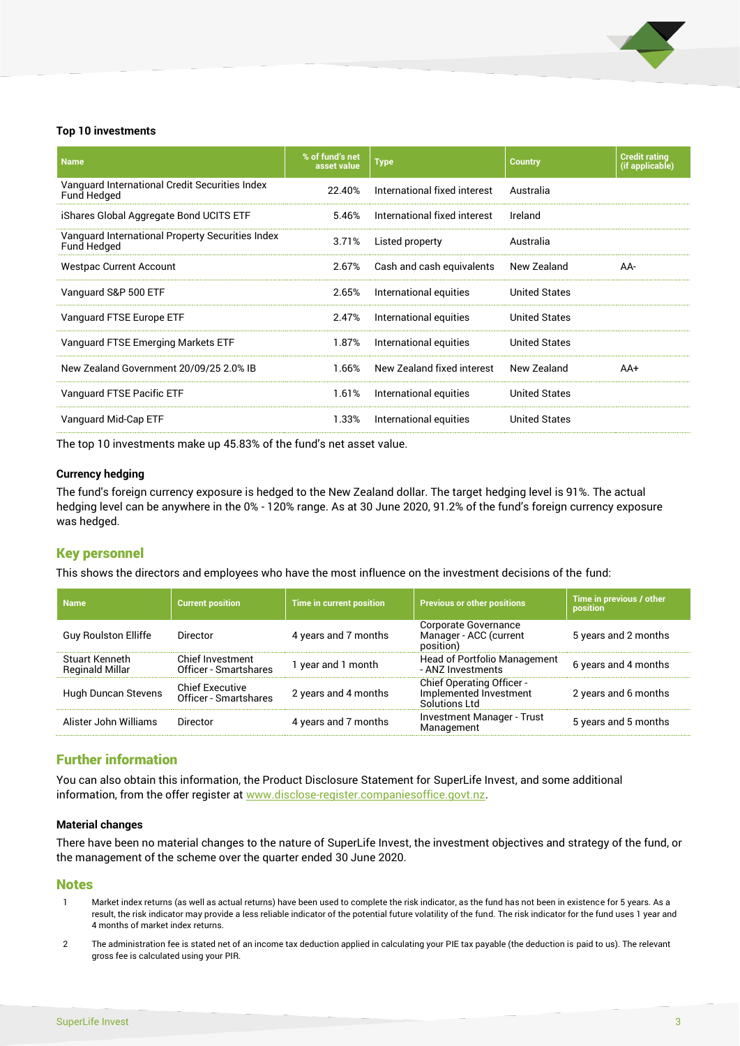### Top 10 investments

| Name | % of fund's net asset value | Type | Country | Credit rating (if applicable) |
|---|---|---|---|---|
| Vanguard International Credit Securities Index Fund Hedged | 22.40% | International fixed interest | Australia | |
| iShares Global Aggregate Bond UCITS ETF | 5.46% | International fixed interest | Ireland | |
| Vanguard International Property Securities Index Fund Hedged | 3.71% | Listed property | Australia | |
| Westpac Current Account | 2.67% | Cash and cash equivalents | New Zealand | AA- |
| Vanguard S&P 500 ETF | 2.65% | International equities | United States | |
| Vanguard FTSE Europe ETF | 2.47% | International equities | United States | |
| Vanguard FTSE Emerging Markets ETF | 1.87% | International equities | United States | |
| New Zealand Government 20/09/25 2.0% IB | 1.66% | New Zealand fixed interest | New Zealand | AA+ |
| Vanguard FTSE Pacific ETF | 1.61% | International equities | United States | |
| Vanguard Mid-Cap ETF | 1.33% | International equities | United States | |

The top 10 investments make up 45.83% of the fund's net asset value.

### Currency hedging

The fund's foreign currency exposure is hedged to the New Zealand dollar. The target hedging level is 91%. The actual hedging level can be anywhere in the 0% - 120% range. As at 30 June 2020, 91.2% of the fund's foreign currency exposure was hedged.

## Key personnel

This shows the directors and employees who have the most influence on the investment decisions of the fund:

| Name | Current position | Time in current position | Previous or other positions | Time in previous / other position |
|---|---|---|---|---|
| Guy Roulston Elliffe | Director | 4 years and 7 months | Corporate Governance Manager - ACC (current position) | 5 years and 2 months |
| Stuart Kenneth Reginald Millar | Chief Investment Officer - Smartshares | 1 year and 1 month | Head of Portfolio Management - ANZ Investments | 6 years and 4 months |
| Hugh Duncan Stevens | Chief Executive Officer - Smartshares | 2 years and 4 months | Chief Operating Officer - Implemented Investment Solutions Ltd | 2 years and 6 months |
| Alister John Williams | Director | 4 years and 7 months | Investment Manager - Trust Management | 5 years and 5 months |

## Further information

You can also obtain this information, the Product Disclosure Statement for SuperLife Invest, and some additional information, from the offer register at www.disclose-register.companiesoffice.govt.nz.

### Material changes

There have been no material changes to the nature of SuperLife Invest, the investment objectives and strategy of the fund, or the management of the scheme over the quarter ended 30 June 2020.

## Notes

1. Market index returns (as well as actual returns) have been used to complete the risk indicator, as the fund has not been in existence for 5 years. As a result, the risk indicator may provide a less reliable indicator of the potential future volatility of the fund. The risk indicator for the fund uses 1 year and 4 months of market index returns.
2. The administration fee is stated net of an income tax deduction applied in calculating your PIE tax payable (the deduction is paid to us). The relevant gross fee is calculated using your PIR.